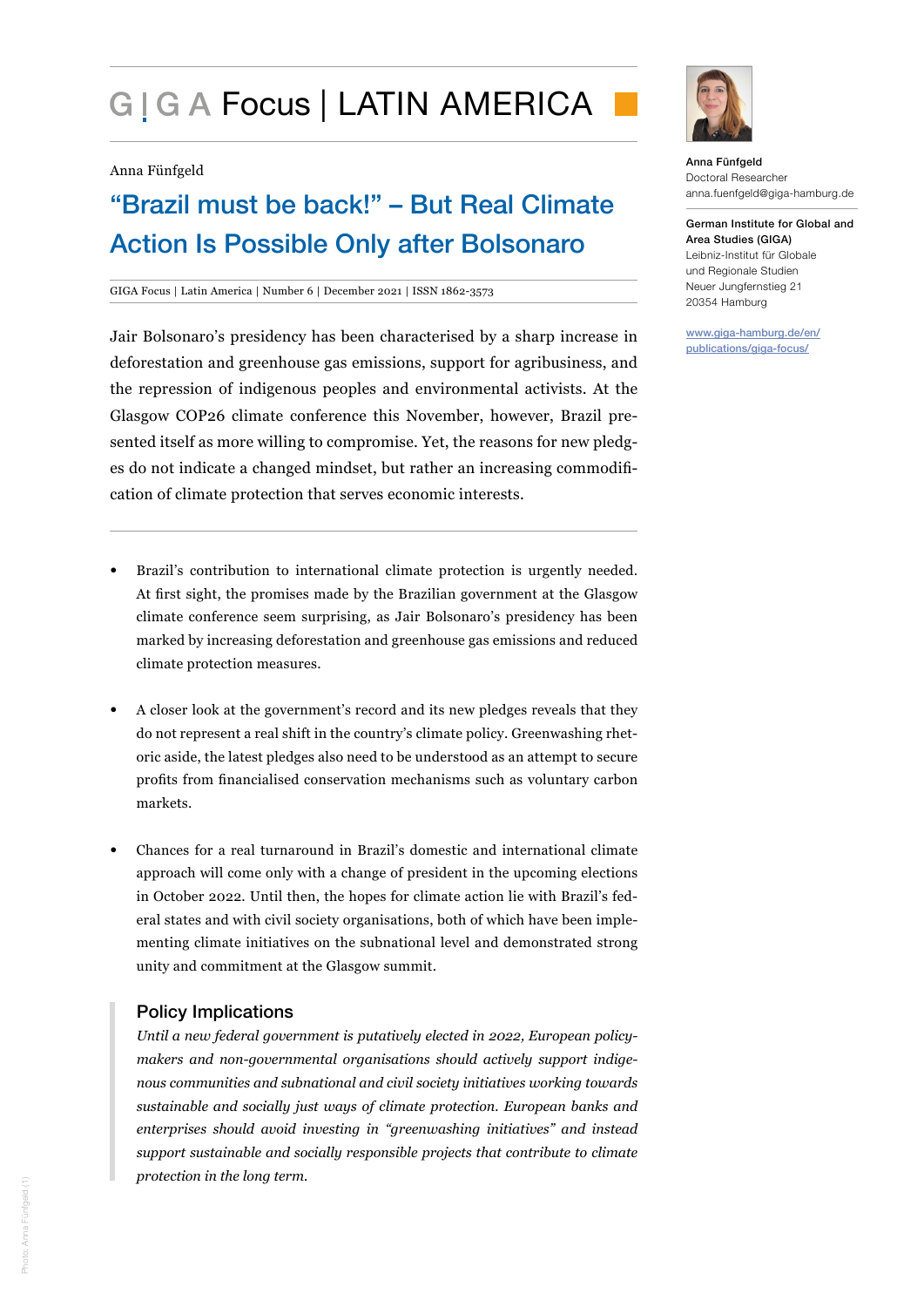# GIGA Focus | LATIN AMERICA

Anna Fünfgeld

## "Brazil must be back!" – But Real Climate Action Is Possible Only after Bolsonaro

GIGA Focus | Latin America | Number 6 | December 2021 | ISSN 1862-3573

Anna Fünfgeld
Doctoral Researcher
anna.fuenfgeld@giga-hamburg.de

German Institute for Global and Area Studies (GIGA)
Leibniz-Institut für Globale und Regionale Studien
Neuer Jungfernstieg 21
20354 Hamburg

www.giga-hamburg.de/en/publications/giga-focus/

Jair Bolsonaro's presidency has been characterised by a sharp increase in deforestation and greenhouse gas emissions, support for agribusiness, and the repression of indigenous peoples and environmental activists. At the Glasgow COP26 climate conference this November, however, Brazil presented itself as more willing to compromise. Yet, the reasons for new pledges do not indicate a changed mindset, but rather an increasing commodification of climate protection that serves economic interests.

- Brazil's contribution to international climate protection is urgently needed. At first sight, the promises made by the Brazilian government at the Glasgow climate conference seem surprising, as Jair Bolsonaro's presidency has been marked by increasing deforestation and greenhouse gas emissions and reduced climate protection measures.

- A closer look at the government's record and its new pledges reveals that they do not represent a real shift in the country's climate policy. Greenwashing rhetoric aside, the latest pledges also need to be understood as an attempt to secure profits from financialised conservation mechanisms such as voluntary carbon markets.

- Chances for a real turnaround in Brazil's domestic and international climate approach will come only with a change of president in the upcoming elections in October 2022. Until then, the hopes for climate action lie with Brazil's federal states and with civil society organisations, both of which have been implementing climate initiatives on the subnational level and demonstrated strong unity and commitment at the Glasgow summit.

### Policy Implications

*Until a new federal government is putatively elected in 2022, European policymakers and non-governmental organisations should actively support indigenous communities and subnational and civil society initiatives working towards sustainable and socially just ways of climate protection. European banks and enterprises should avoid investing in "greenwashing initiatives" and instead support sustainable and socially responsible projects that contribute to climate protection in the long term.*

Photo: Anna Fünfgeld (1)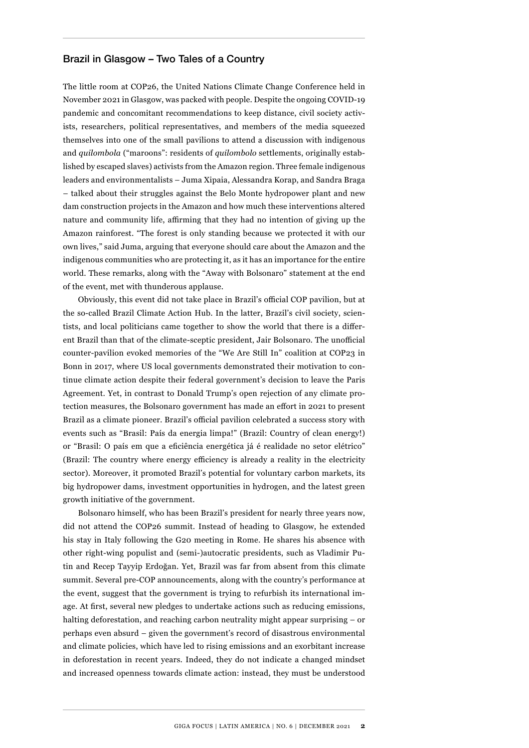## Brazil in Glasgow – Two Tales of a Country

The little room at COP26, the United Nations Climate Change Conference held in November 2021 in Glasgow, was packed with people. Despite the ongoing COVID-19 pandemic and concomitant recommendations to keep distance, civil society activists, researchers, political representatives, and members of the media squeezed themselves into one of the small pavilions to attend a discussion with indigenous and *quilombola* ("maroons": residents of *quilombolo* settlements, originally established by escaped slaves) activists from the Amazon region. Three female indigenous leaders and environmentalists – Juma Xipaia, Alessandra Korap, and Sandra Braga – talked about their struggles against the Belo Monte hydropower plant and new dam construction projects in the Amazon and how much these interventions altered nature and community life, affirming that they had no intention of giving up the Amazon rainforest. "The forest is only standing because we protected it with our own lives," said Juma, arguing that everyone should care about the Amazon and the indigenous communities who are protecting it, as it has an importance for the entire world. These remarks, along with the "Away with Bolsonaro" statement at the end of the event, met with thunderous applause.

Obviously, this event did not take place in Brazil's official COP pavilion, but at the so-called Brazil Climate Action Hub. In the latter, Brazil's civil society, scientists, and local politicians came together to show the world that there is a different Brazil than that of the climate-sceptic president, Jair Bolsonaro. The unofficial counter-pavilion evoked memories of the "We Are Still In" coalition at COP23 in Bonn in 2017, where US local governments demonstrated their motivation to continue climate action despite their federal government's decision to leave the Paris Agreement. Yet, in contrast to Donald Trump's open rejection of any climate protection measures, the Bolsonaro government has made an effort in 2021 to present Brazil as a climate pioneer. Brazil's official pavilion celebrated a success story with events such as "Brasil: País da energia limpa!" (Brazil: Country of clean energy!) or "Brasil: O país em que a eficiência energética já é realidade no setor elétrico" (Brazil: The country where energy efficiency is already a reality in the electricity sector). Moreover, it promoted Brazil's potential for voluntary carbon markets, its big hydropower dams, investment opportunities in hydrogen, and the latest green growth initiative of the government.

Bolsonaro himself, who has been Brazil's president for nearly three years now, did not attend the COP26 summit. Instead of heading to Glasgow, he extended his stay in Italy following the G20 meeting in Rome. He shares his absence with other right-wing populist and (semi-)autocratic presidents, such as Vladimir Putin and Recep Tayyip Erdoğan. Yet, Brazil was far from absent from this climate summit. Several pre-COP announcements, along with the country's performance at the event, suggest that the government is trying to refurbish its international image. At first, several new pledges to undertake actions such as reducing emissions, halting deforestation, and reaching carbon neutrality might appear surprising – or perhaps even absurd – given the government's record of disastrous environmental and climate policies, which have led to rising emissions and an exorbitant increase in deforestation in recent years. Indeed, they do not indicate a changed mindset and increased openness towards climate action: instead, they must be understood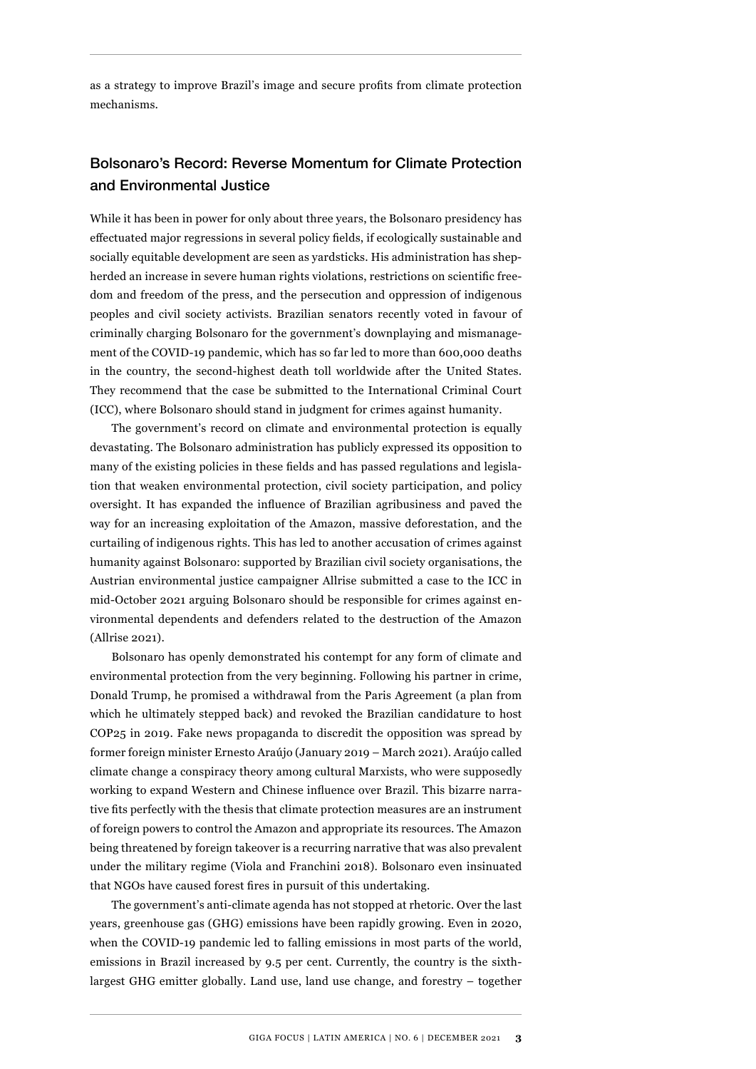as a strategy to improve Brazil's image and secure profits from climate protection mechanisms.

## Bolsonaro's Record: Reverse Momentum for Climate Protection and Environmental Justice

While it has been in power for only about three years, the Bolsonaro presidency has effectuated major regressions in several policy fields, if ecologically sustainable and socially equitable development are seen as yardsticks. His administration has shepherded an increase in severe human rights violations, restrictions on scientific freedom and freedom of the press, and the persecution and oppression of indigenous peoples and civil society activists. Brazilian senators recently voted in favour of criminally charging Bolsonaro for the government's downplaying and mismanagement of the COVID-19 pandemic, which has so far led to more than 600,000 deaths in the country, the second-highest death toll worldwide after the United States. They recommend that the case be submitted to the International Criminal Court (ICC), where Bolsonaro should stand in judgment for crimes against humanity.

The government's record on climate and environmental protection is equally devastating. The Bolsonaro administration has publicly expressed its opposition to many of the existing policies in these fields and has passed regulations and legislation that weaken environmental protection, civil society participation, and policy oversight. It has expanded the influence of Brazilian agribusiness and paved the way for an increasing exploitation of the Amazon, massive deforestation, and the curtailing of indigenous rights. This has led to another accusation of crimes against humanity against Bolsonaro: supported by Brazilian civil society organisations, the Austrian environmental justice campaigner Allrise submitted a case to the ICC in mid-October 2021 arguing Bolsonaro should be responsible for crimes against environmental dependents and defenders related to the destruction of the Amazon (Allrise 2021).

Bolsonaro has openly demonstrated his contempt for any form of climate and environmental protection from the very beginning. Following his partner in crime, Donald Trump, he promised a withdrawal from the Paris Agreement (a plan from which he ultimately stepped back) and revoked the Brazilian candidature to host COP25 in 2019. Fake news propaganda to discredit the opposition was spread by former foreign minister Ernesto Araújo (January 2019 – March 2021). Araújo called climate change a conspiracy theory among cultural Marxists, who were supposedly working to expand Western and Chinese influence over Brazil. This bizarre narrative fits perfectly with the thesis that climate protection measures are an instrument of foreign powers to control the Amazon and appropriate its resources. The Amazon being threatened by foreign takeover is a recurring narrative that was also prevalent under the military regime (Viola and Franchini 2018). Bolsonaro even insinuated that NGOs have caused forest fires in pursuit of this undertaking.

The government's anti-climate agenda has not stopped at rhetoric. Over the last years, greenhouse gas (GHG) emissions have been rapidly growing. Even in 2020, when the COVID-19 pandemic led to falling emissions in most parts of the world, emissions in Brazil increased by 9.5 per cent. Currently, the country is the sixth-largest GHG emitter globally. Land use, land use change, and forestry – together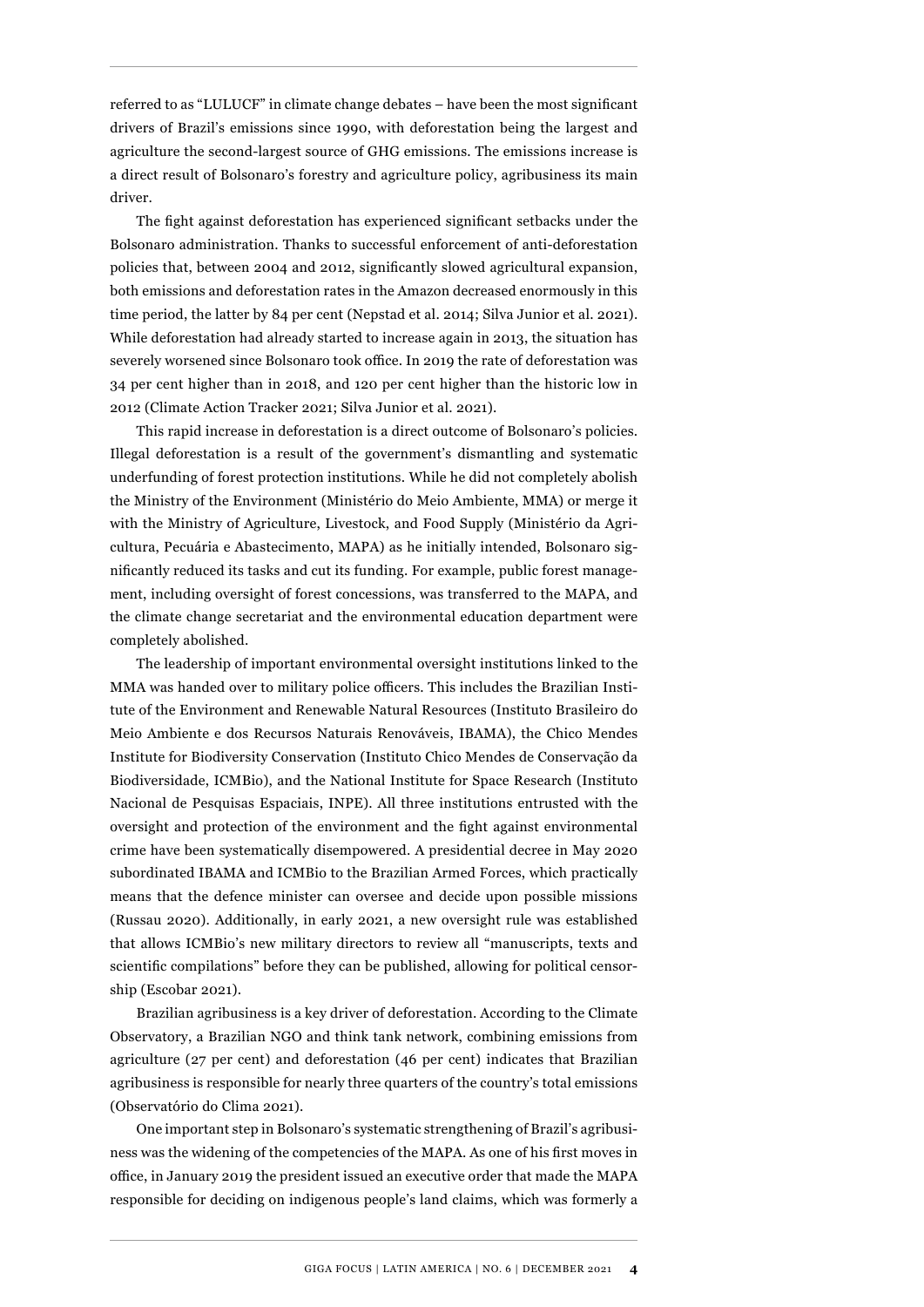referred to as "LULUCF" in climate change debates – have been the most significant drivers of Brazil's emissions since 1990, with deforestation being the largest and agriculture the second-largest source of GHG emissions. The emissions increase is a direct result of Bolsonaro's forestry and agriculture policy, agribusiness its main driver.

The fight against deforestation has experienced significant setbacks under the Bolsonaro administration. Thanks to successful enforcement of anti-deforestation policies that, between 2004 and 2012, significantly slowed agricultural expansion, both emissions and deforestation rates in the Amazon decreased enormously in this time period, the latter by 84 per cent (Nepstad et al. 2014; Silva Junior et al. 2021). While deforestation had already started to increase again in 2013, the situation has severely worsened since Bolsonaro took office. In 2019 the rate of deforestation was 34 per cent higher than in 2018, and 120 per cent higher than the historic low in 2012 (Climate Action Tracker 2021; Silva Junior et al. 2021).

This rapid increase in deforestation is a direct outcome of Bolsonaro's policies. Illegal deforestation is a result of the government's dismantling and systematic underfunding of forest protection institutions. While he did not completely abolish the Ministry of the Environment (Ministério do Meio Ambiente, MMA) or merge it with the Ministry of Agriculture, Livestock, and Food Supply (Ministério da Agricultura, Pecuária e Abastecimento, MAPA) as he initially intended, Bolsonaro significantly reduced its tasks and cut its funding. For example, public forest management, including oversight of forest concessions, was transferred to the MAPA, and the climate change secretariat and the environmental education department were completely abolished.

The leadership of important environmental oversight institutions linked to the MMA was handed over to military police officers. This includes the Brazilian Institute of the Environment and Renewable Natural Resources (Instituto Brasileiro do Meio Ambiente e dos Recursos Naturais Renováveis, IBAMA), the Chico Mendes Institute for Biodiversity Conservation (Instituto Chico Mendes de Conservação da Biodiversidade, ICMBio), and the National Institute for Space Research (Instituto Nacional de Pesquisas Espaciais, INPE). All three institutions entrusted with the oversight and protection of the environment and the fight against environmental crime have been systematically disempowered. A presidential decree in May 2020 subordinated IBAMA and ICMBio to the Brazilian Armed Forces, which practically means that the defence minister can oversee and decide upon possible missions (Russau 2020). Additionally, in early 2021, a new oversight rule was established that allows ICMBio's new military directors to review all "manuscripts, texts and scientific compilations" before they can be published, allowing for political censorship (Escobar 2021).

Brazilian agribusiness is a key driver of deforestation. According to the Climate Observatory, a Brazilian NGO and think tank network, combining emissions from agriculture (27 per cent) and deforestation (46 per cent) indicates that Brazilian agribusiness is responsible for nearly three quarters of the country's total emissions (Observatório do Clima 2021).

One important step in Bolsonaro's systematic strengthening of Brazil's agribusiness was the widening of the competencies of the MAPA. As one of his first moves in office, in January 2019 the president issued an executive order that made the MAPA responsible for deciding on indigenous people's land claims, which was formerly a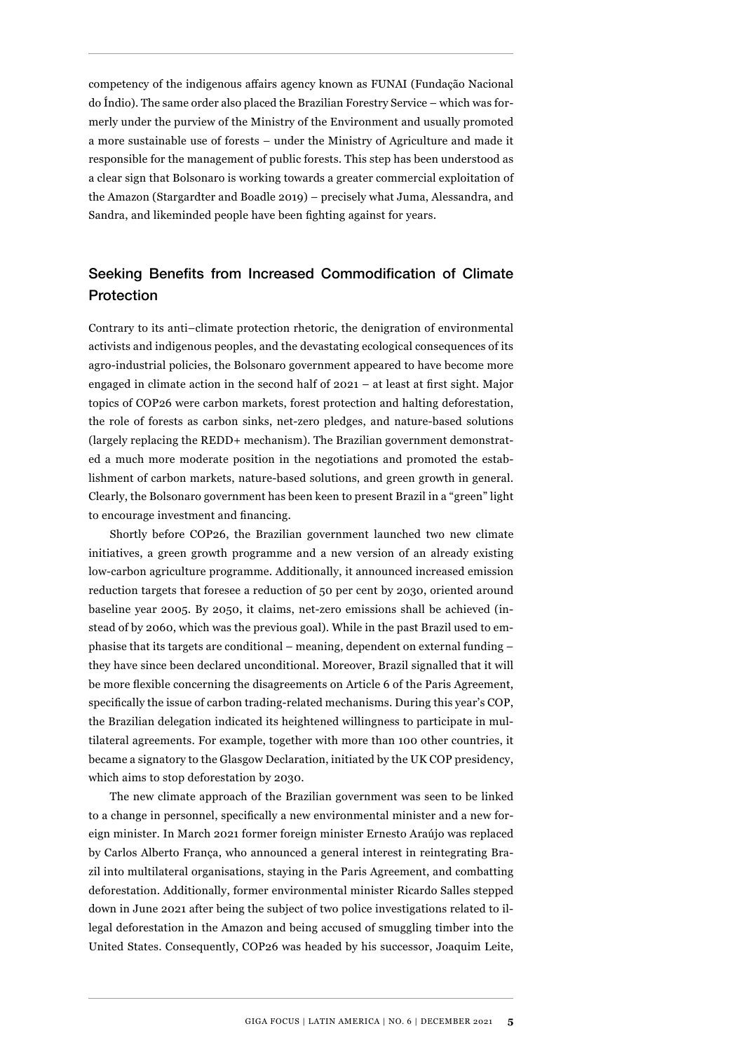competency of the indigenous affairs agency known as FUNAI (Fundação Nacional do Índio). The same order also placed the Brazilian Forestry Service – which was formerly under the purview of the Ministry of the Environment and usually promoted a more sustainable use of forests – under the Ministry of Agriculture and made it responsible for the management of public forests. This step has been understood as a clear sign that Bolsonaro is working towards a greater commercial exploitation of the Amazon (Stargardter and Boadle 2019) – precisely what Juma, Alessandra, and Sandra, and likeminded people have been fighting against for years.

## Seeking Benefits from Increased Commodification of Climate Protection

Contrary to its anti–climate protection rhetoric, the denigration of environmental activists and indigenous peoples, and the devastating ecological consequences of its agro-industrial policies, the Bolsonaro government appeared to have become more engaged in climate action in the second half of 2021 – at least at first sight. Major topics of COP26 were carbon markets, forest protection and halting deforestation, the role of forests as carbon sinks, net-zero pledges, and nature-based solutions (largely replacing the REDD+ mechanism). The Brazilian government demonstrated a much more moderate position in the negotiations and promoted the establishment of carbon markets, nature-based solutions, and green growth in general. Clearly, the Bolsonaro government has been keen to present Brazil in a "green" light to encourage investment and financing.

Shortly before COP26, the Brazilian government launched two new climate initiatives, a green growth programme and a new version of an already existing low-carbon agriculture programme. Additionally, it announced increased emission reduction targets that foresee a reduction of 50 per cent by 2030, oriented around baseline year 2005. By 2050, it claims, net-zero emissions shall be achieved (instead of by 2060, which was the previous goal). While in the past Brazil used to emphasise that its targets are conditional – meaning, dependent on external funding – they have since been declared unconditional. Moreover, Brazil signalled that it will be more flexible concerning the disagreements on Article 6 of the Paris Agreement, specifically the issue of carbon trading-related mechanisms. During this year's COP, the Brazilian delegation indicated its heightened willingness to participate in multilateral agreements. For example, together with more than 100 other countries, it became a signatory to the Glasgow Declaration, initiated by the UK COP presidency, which aims to stop deforestation by 2030.

The new climate approach of the Brazilian government was seen to be linked to a change in personnel, specifically a new environmental minister and a new foreign minister. In March 2021 former foreign minister Ernesto Araújo was replaced by Carlos Alberto França, who announced a general interest in reintegrating Brazil into multilateral organisations, staying in the Paris Agreement, and combatting deforestation. Additionally, former environmental minister Ricardo Salles stepped down in June 2021 after being the subject of two police investigations related to illegal deforestation in the Amazon and being accused of smuggling timber into the United States. Consequently, COP26 was headed by his successor, Joaquim Leite,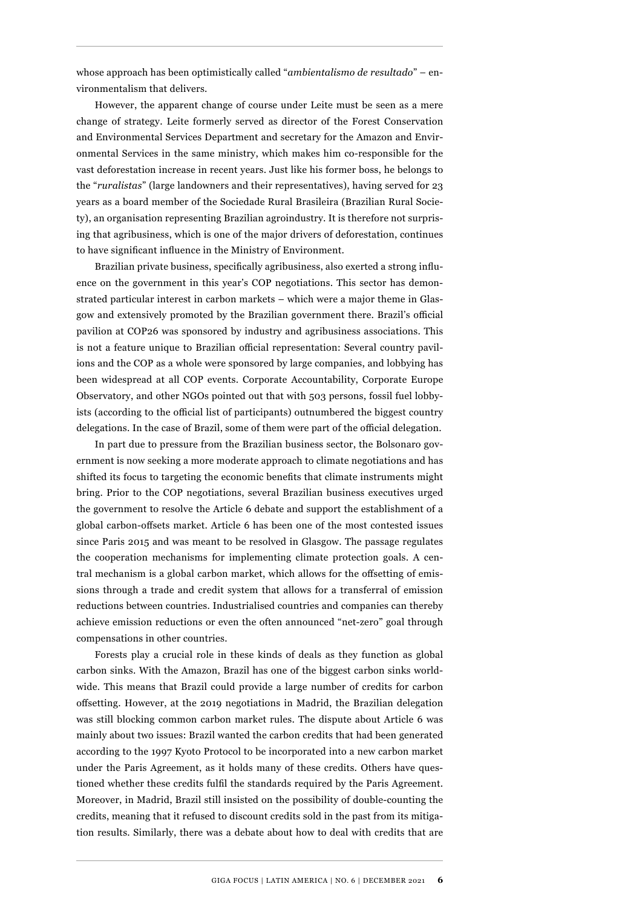whose approach has been optimistically called "*ambientalismo de resultado*" – environmentalism that delivers.

However, the apparent change of course under Leite must be seen as a mere change of strategy. Leite formerly served as director of the Forest Conservation and Environmental Services Department and secretary for the Amazon and Environmental Services in the same ministry, which makes him co-responsible for the vast deforestation increase in recent years. Just like his former boss, he belongs to the "*ruralistas*" (large landowners and their representatives), having served for 23 years as a board member of the Sociedade Rural Brasileira (Brazilian Rural Society), an organisation representing Brazilian agroindustry. It is therefore not surprising that agribusiness, which is one of the major drivers of deforestation, continues to have significant influence in the Ministry of Environment.

Brazilian private business, specifically agribusiness, also exerted a strong influence on the government in this year's COP negotiations. This sector has demonstrated particular interest in carbon markets – which were a major theme in Glasgow and extensively promoted by the Brazilian government there. Brazil's official pavilion at COP26 was sponsored by industry and agribusiness associations. This is not a feature unique to Brazilian official representation: Several country pavilions and the COP as a whole were sponsored by large companies, and lobbying has been widespread at all COP events. Corporate Accountability, Corporate Europe Observatory, and other NGOs pointed out that with 503 persons, fossil fuel lobbyists (according to the official list of participants) outnumbered the biggest country delegations. In the case of Brazil, some of them were part of the official delegation.

In part due to pressure from the Brazilian business sector, the Bolsonaro government is now seeking a more moderate approach to climate negotiations and has shifted its focus to targeting the economic benefits that climate instruments might bring. Prior to the COP negotiations, several Brazilian business executives urged the government to resolve the Article 6 debate and support the establishment of a global carbon-offsets market. Article 6 has been one of the most contested issues since Paris 2015 and was meant to be resolved in Glasgow. The passage regulates the cooperation mechanisms for implementing climate protection goals. A central mechanism is a global carbon market, which allows for the offsetting of emissions through a trade and credit system that allows for a transferral of emission reductions between countries. Industrialised countries and companies can thereby achieve emission reductions or even the often announced "net-zero" goal through compensations in other countries.

Forests play a crucial role in these kinds of deals as they function as global carbon sinks. With the Amazon, Brazil has one of the biggest carbon sinks worldwide. This means that Brazil could provide a large number of credits for carbon offsetting. However, at the 2019 negotiations in Madrid, the Brazilian delegation was still blocking common carbon market rules. The dispute about Article 6 was mainly about two issues: Brazil wanted the carbon credits that had been generated according to the 1997 Kyoto Protocol to be incorporated into a new carbon market under the Paris Agreement, as it holds many of these credits. Others have questioned whether these credits fulfil the standards required by the Paris Agreement. Moreover, in Madrid, Brazil still insisted on the possibility of double-counting the credits, meaning that it refused to discount credits sold in the past from its mitigation results. Similarly, there was a debate about how to deal with credits that are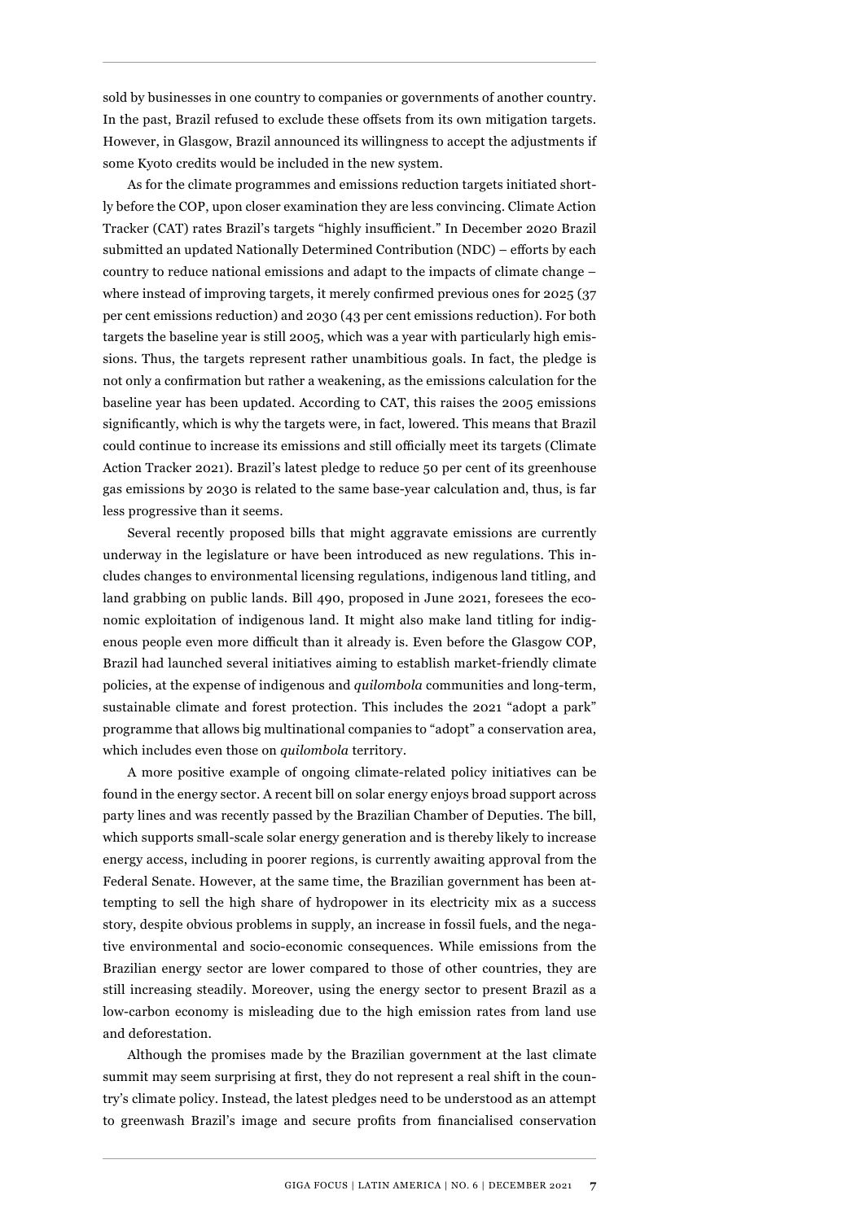sold by businesses in one country to companies or governments of another country. In the past, Brazil refused to exclude these offsets from its own mitigation targets. However, in Glasgow, Brazil announced its willingness to accept the adjustments if some Kyoto credits would be included in the new system.

As for the climate programmes and emissions reduction targets initiated shortly before the COP, upon closer examination they are less convincing. Climate Action Tracker (CAT) rates Brazil's targets "highly insufficient." In December 2020 Brazil submitted an updated Nationally Determined Contribution (NDC) – efforts by each country to reduce national emissions and adapt to the impacts of climate change – where instead of improving targets, it merely confirmed previous ones for 2025 (37 per cent emissions reduction) and 2030 (43 per cent emissions reduction). For both targets the baseline year is still 2005, which was a year with particularly high emissions. Thus, the targets represent rather unambitious goals. In fact, the pledge is not only a confirmation but rather a weakening, as the emissions calculation for the baseline year has been updated. According to CAT, this raises the 2005 emissions significantly, which is why the targets were, in fact, lowered. This means that Brazil could continue to increase its emissions and still officially meet its targets (Climate Action Tracker 2021). Brazil's latest pledge to reduce 50 per cent of its greenhouse gas emissions by 2030 is related to the same base-year calculation and, thus, is far less progressive than it seems.

Several recently proposed bills that might aggravate emissions are currently underway in the legislature or have been introduced as new regulations. This includes changes to environmental licensing regulations, indigenous land titling, and land grabbing on public lands. Bill 490, proposed in June 2021, foresees the economic exploitation of indigenous land. It might also make land titling for indigenous people even more difficult than it already is. Even before the Glasgow COP, Brazil had launched several initiatives aiming to establish market-friendly climate policies, at the expense of indigenous and *quilombola* communities and long-term, sustainable climate and forest protection. This includes the 2021 "adopt a park" programme that allows big multinational companies to "adopt" a conservation area, which includes even those on *quilombola* territory.

A more positive example of ongoing climate-related policy initiatives can be found in the energy sector. A recent bill on solar energy enjoys broad support across party lines and was recently passed by the Brazilian Chamber of Deputies. The bill, which supports small-scale solar energy generation and is thereby likely to increase energy access, including in poorer regions, is currently awaiting approval from the Federal Senate. However, at the same time, the Brazilian government has been attempting to sell the high share of hydropower in its electricity mix as a success story, despite obvious problems in supply, an increase in fossil fuels, and the negative environmental and socio-economic consequences. While emissions from the Brazilian energy sector are lower compared to those of other countries, they are still increasing steadily. Moreover, using the energy sector to present Brazil as a low-carbon economy is misleading due to the high emission rates from land use and deforestation.

Although the promises made by the Brazilian government at the last climate summit may seem surprising at first, they do not represent a real shift in the country's climate policy. Instead, the latest pledges need to be understood as an attempt to greenwash Brazil's image and secure profits from financialised conservation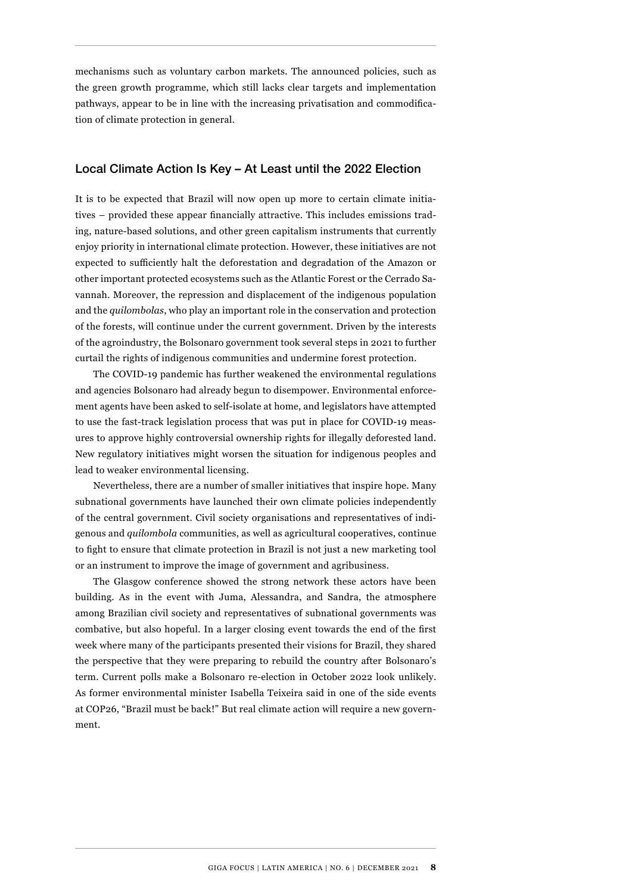mechanisms such as voluntary carbon markets. The announced policies, such as the green growth programme, which still lacks clear targets and implementation pathways, appear to be in line with the increasing privatisation and commodification of climate protection in general.

## Local Climate Action Is Key – At Least until the 2022 Election

It is to be expected that Brazil will now open up more to certain climate initiatives – provided these appear financially attractive. This includes emissions trading, nature-based solutions, and other green capitalism instruments that currently enjoy priority in international climate protection. However, these initiatives are not expected to sufficiently halt the deforestation and degradation of the Amazon or other important protected ecosystems such as the Atlantic Forest or the Cerrado Savannah. Moreover, the repression and displacement of the indigenous population and the *quilombolas*, who play an important role in the conservation and protection of the forests, will continue under the current government. Driven by the interests of the agroindustry, the Bolsonaro government took several steps in 2021 to further curtail the rights of indigenous communities and undermine forest protection.

The COVID-19 pandemic has further weakened the environmental regulations and agencies Bolsonaro had already begun to disempower. Environmental enforcement agents have been asked to self-isolate at home, and legislators have attempted to use the fast-track legislation process that was put in place for COVID-19 measures to approve highly controversial ownership rights for illegally deforested land. New regulatory initiatives might worsen the situation for indigenous peoples and lead to weaker environmental licensing.

Nevertheless, there are a number of smaller initiatives that inspire hope. Many subnational governments have launched their own climate policies independently of the central government. Civil society organisations and representatives of indigenous and *quilombola* communities, as well as agricultural cooperatives, continue to fight to ensure that climate protection in Brazil is not just a new marketing tool or an instrument to improve the image of government and agribusiness.

The Glasgow conference showed the strong network these actors have been building. As in the event with Juma, Alessandra, and Sandra, the atmosphere among Brazilian civil society and representatives of subnational governments was combative, but also hopeful. In a larger closing event towards the end of the first week where many of the participants presented their visions for Brazil, they shared the perspective that they were preparing to rebuild the country after Bolsonaro's term. Current polls make a Bolsonaro re-election in October 2022 look unlikely. As former environmental minister Isabella Teixeira said in one of the side events at COP26, "Brazil must be back!" But real climate action will require a new government.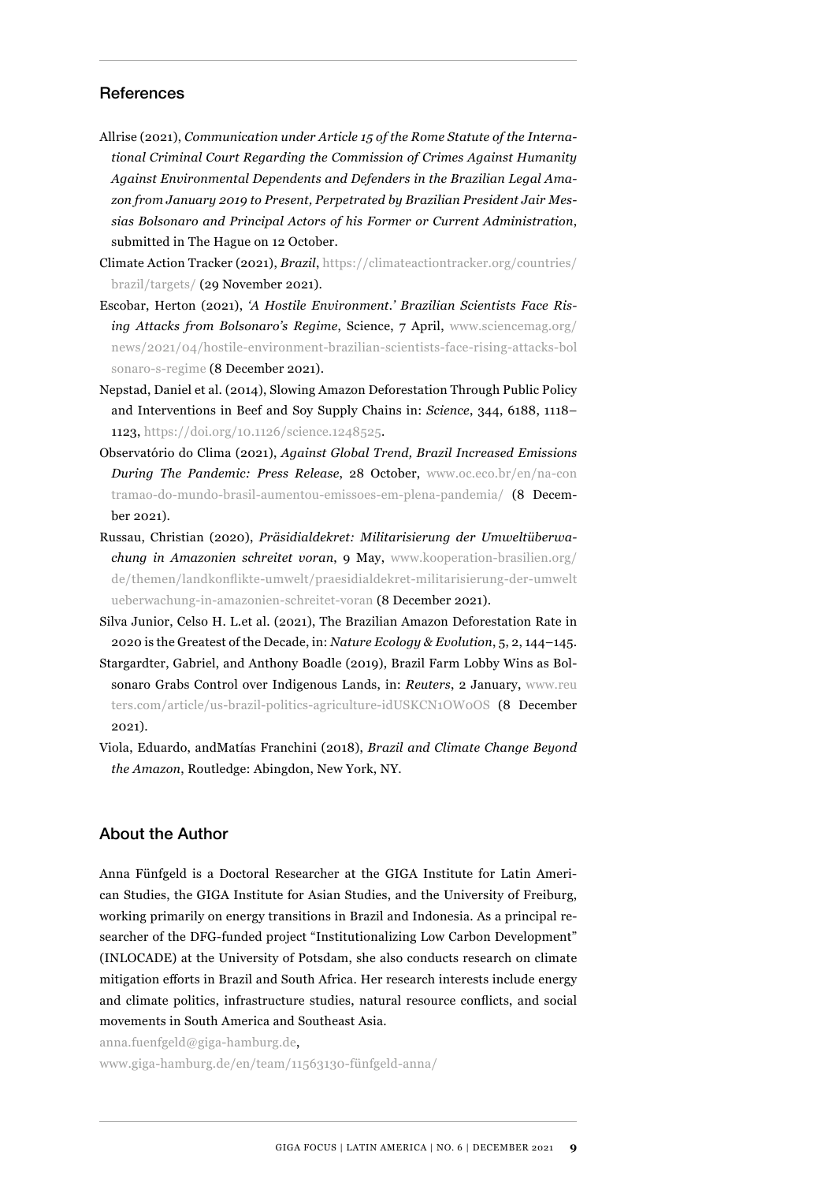## References

Allrise (2021), *Communication under Article 15 of the Rome Statute of the International Criminal Court Regarding the Commission of Crimes Against Humanity Against Environmental Dependents and Defenders in the Brazilian Legal Amazon from January 2019 to Present, Perpetrated by Brazilian President Jair Messias Bolsonaro and Principal Actors of his Former or Current Administration*, submitted in The Hague on 12 October.

Climate Action Tracker (2021), *Brazil*, https://climateactiontracker.org/countries/brazil/targets/ (29 November 2021).

Escobar, Herton (2021), *'A Hostile Environment.' Brazilian Scientists Face Rising Attacks from Bolsonaro's Regime*, Science, 7 April, www.sciencemag.org/news/2021/04/hostile-environment-brazilian-scientists-face-rising-attacks-bolsonaro-s-regime (8 December 2021).

Nepstad, Daniel et al. (2014), Slowing Amazon Deforestation Through Public Policy and Interventions in Beef and Soy Supply Chains in: *Science*, 344, 6188, 1118–1123, https://doi.org/10.1126/science.1248525.

Observatório do Clima (2021), *Against Global Trend, Brazil Increased Emissions During The Pandemic: Press Release*, 28 October, www.oc.eco.br/en/na-contramao-do-mundo-brasil-aumentou-emissoes-em-plena-pandemia/ (8 December 2021).

Russau, Christian (2020), *Präsidialdekret: Militarisierung der Umweltüberwachung in Amazonien schreitet voran*, 9 May, www.kooperation-brasilien.org/de/themen/landkonflikte-umwelt/praesidialdekret-militarisierung-der-umweltueberwachung-in-amazonien-schreitet-voran (8 December 2021).

Silva Junior, Celso H. L.et al. (2021), The Brazilian Amazon Deforestation Rate in 2020 is the Greatest of the Decade, in: *Nature Ecology & Evolution*, 5, 2, 144–145.

Stargardter, Gabriel, and Anthony Boadle (2019), Brazil Farm Lobby Wins as Bolsonaro Grabs Control over Indigenous Lands, in: *Reuters*, 2 January, www.reuters.com/article/us-brazil-politics-agriculture-idUSKCN1OW0OS (8 December 2021).

Viola, Eduardo, andMatías Franchini (2018), *Brazil and Climate Change Beyond the Amazon*, Routledge: Abingdon, New York, NY.

## About the Author

Anna Fünfgeld is a Doctoral Researcher at the GIGA Institute for Latin American Studies, the GIGA Institute for Asian Studies, and the University of Freiburg, working primarily on energy transitions in Brazil and Indonesia. As a principal researcher of the DFG-funded project "Institutionalizing Low Carbon Development" (INLOCADE) at the University of Potsdam, she also conducts research on climate mitigation efforts in Brazil and South Africa. Her research interests include energy and climate politics, infrastructure studies, natural resource conflicts, and social movements in South America and Southeast Asia.

anna.fuenfgeld@giga-hamburg.de,

www.giga-hamburg.de/en/team/11563130-fünfgeld-anna/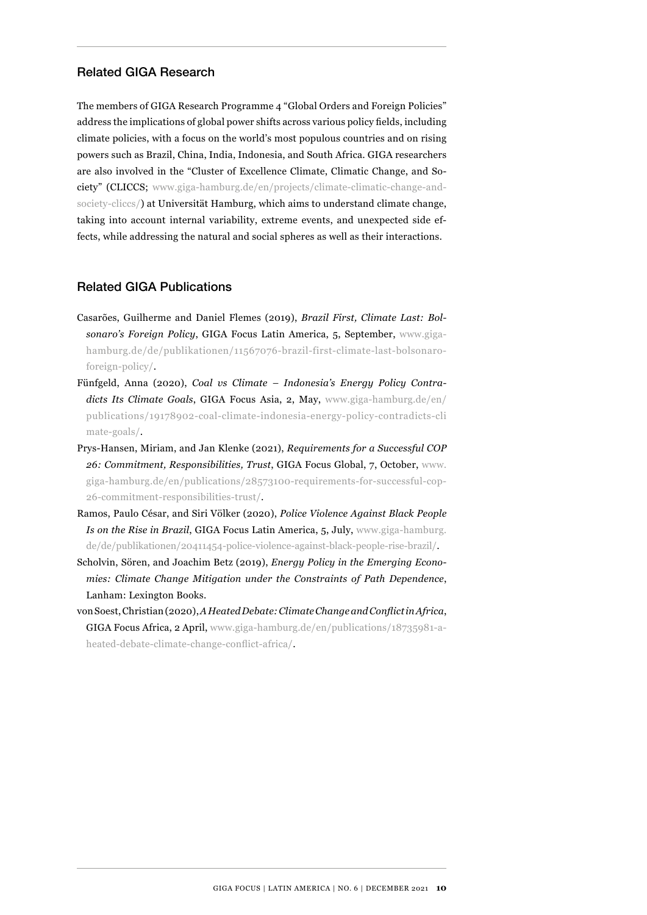## Related GIGA Research

The members of GIGA Research Programme 4 "Global Orders and Foreign Policies" address the implications of global power shifts across various policy fields, including climate policies, with a focus on the world's most populous countries and on rising powers such as Brazil, China, India, Indonesia, and South Africa. GIGA researchers are also involved in the "Cluster of Excellence Climate, Climatic Change, and Society" (CLICCS; www.giga-hamburg.de/en/projects/climate-climatic-change-and-society-cliccs/) at Universität Hamburg, which aims to understand climate change, taking into account internal variability, extreme events, and unexpected side effects, while addressing the natural and social spheres as well as their interactions.

## Related GIGA Publications

Casarões, Guilherme and Daniel Flemes (2019), *Brazil First, Climate Last: Bolsonaro's Foreign Policy*, GIGA Focus Latin America, 5, September, www.giga-hamburg.de/de/publikationen/11567076-brazil-first-climate-last-bolsonaro-foreign-policy/.

Fünfgeld, Anna (2020), *Coal vs Climate – Indonesia's Energy Policy Contradicts Its Climate Goals*, GIGA Focus Asia, 2, May, www.giga-hamburg.de/en/publications/19178902-coal-climate-indonesia-energy-policy-contradicts-climate-goals/.

Prys-Hansen, Miriam, and Jan Klenke (2021), *Requirements for a Successful COP 26: Commitment, Responsibilities, Trust*, GIGA Focus Global, 7, October, www.giga-hamburg.de/en/publications/28573100-requirements-for-successful-cop-26-commitment-responsibilities-trust/.

Ramos, Paulo César, and Siri Völker (2020), *Police Violence Against Black People Is on the Rise in Brazil*, GIGA Focus Latin America, 5, July, www.giga-hamburg.de/de/publikationen/20411454-police-violence-against-black-people-rise-brazil/.

Scholvin, Sören, and Joachim Betz (2019), *Energy Policy in the Emerging Economies: Climate Change Mitigation under the Constraints of Path Dependence*, Lanham: Lexington Books.

von Soest, Christian (2020), *A Heated Debate: Climate Change and Conflict in Africa*, GIGA Focus Africa, 2 April, www.giga-hamburg.de/en/publications/18735981-a-heated-debate-climate-change-conflict-africa/.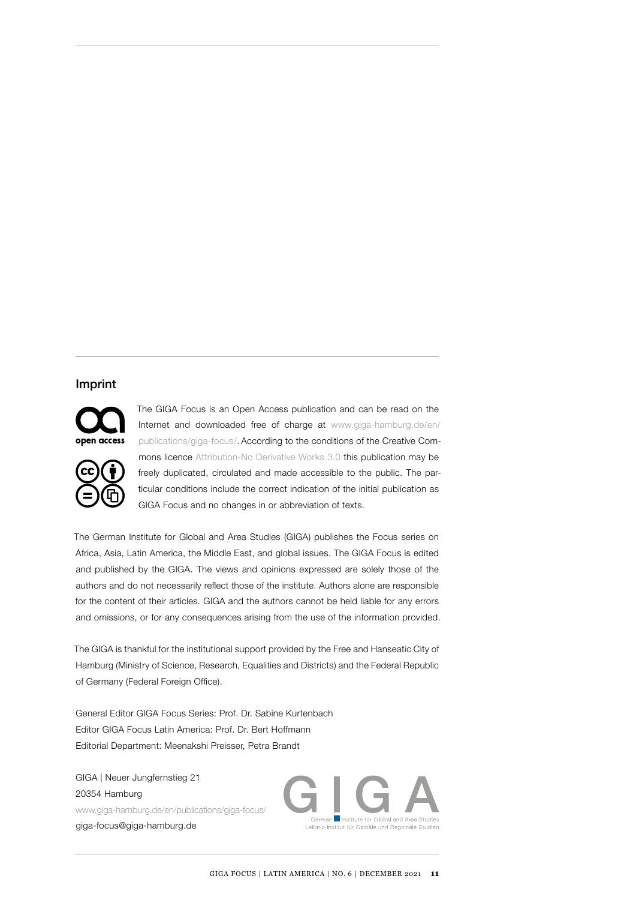## Imprint

The GIGA Focus is an Open Access publication and can be read on the Internet and downloaded free of charge at www.giga-hamburg.de/en/publications/giga-focus/. According to the conditions of the Creative Commons licence Attribution-No Derivative Works 3.0 this publication may be freely duplicated, circulated and made accessible to the public. The particular conditions include the correct indication of the initial publication as GIGA Focus and no changes in or abbreviation of texts.

The German Institute for Global and Area Studies (GIGA) publishes the Focus series on Africa, Asia, Latin America, the Middle East, and global issues. The GIGA Focus is edited and published by the GIGA. The views and opinions expressed are solely those of the authors and do not necessarily reflect those of the institute. Authors alone are responsible for the content of their articles. GIGA and the authors cannot be held liable for any errors and omissions, or for any consequences arising from the use of the information provided.

The GIGA is thankful for the institutional support provided by the Free and Hanseatic City of Hamburg (Ministry of Science, Research, Equalities and Districts) and the Federal Republic of Germany (Federal Foreign Office).

General Editor GIGA Focus Series: Prof. Dr. Sabine Kurtenbach
Editor GIGA Focus Latin America: Prof. Dr. Bert Hoffmann
Editorial Department: Meenakshi Preisser, Petra Brandt

GIGA | Neuer Jungfernstieg 21
20354 Hamburg
www.giga-hamburg.de/en/publications/giga-focus/
giga-focus@giga-hamburg.de

GIGA
German Institute for Global and Area Studies
Leibniz-Institut für Globale und Regionale Studien